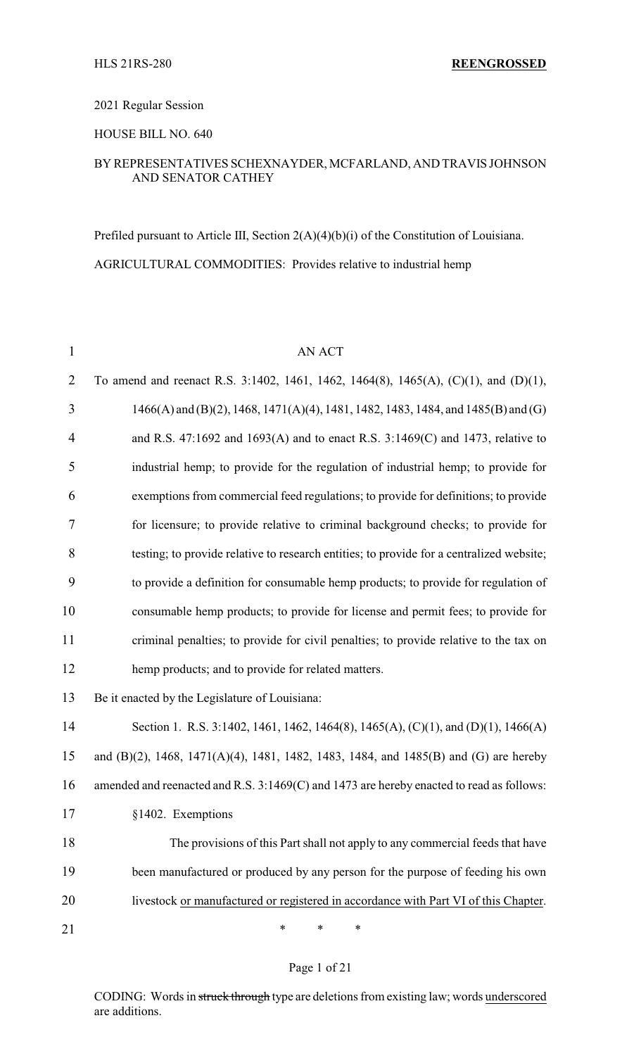HLS 21RS-280 **REENGROSSED**

2021 Regular Session

HOUSE BILL NO. 640

BY REPRESENTATIVES SCHEXNAYDER, MCFARLAND, AND TRAVIS JOHNSON AND SENATOR CATHEY

Prefiled pursuant to Article III, Section 2(A)(4)(b)(i) of the Constitution of Louisiana.

AGRICULTURAL COMMODITIES: Provides relative to industrial hemp

AN ACT

To amend and reenact R.S. 3:1402, 1461, 1462, 1464(8), 1465(A), (C)(1), and (D)(1), 1466(A) and (B)(2), 1468, 1471(A)(4), 1481, 1482, 1483, 1484, and 1485(B) and (G) and R.S. 47:1692 and 1693(A) and to enact R.S. 3:1469(C) and 1473, relative to industrial hemp; to provide for the regulation of industrial hemp; to provide for exemptions from commercial feed regulations; to provide for definitions; to provide for licensure; to provide relative to criminal background checks; to provide for testing; to provide relative to research entities; to provide for a centralized website; to provide a definition for consumable hemp products; to provide for regulation of consumable hemp products; to provide for license and permit fees; to provide for criminal penalties; to provide for civil penalties; to provide relative to the tax on hemp products; and to provide for related matters.

Be it enacted by the Legislature of Louisiana:

Section 1. R.S. 3:1402, 1461, 1462, 1464(8), 1465(A), (C)(1), and (D)(1), 1466(A) and (B)(2), 1468, 1471(A)(4), 1481, 1482, 1483, 1484, and 1485(B) and (G) are hereby amended and reenacted and R.S. 3:1469(C) and 1473 are hereby enacted to read as follows:

§1402. Exemptions

The provisions of this Part shall not apply to any commercial feeds that have been manufactured or produced by any person for the purpose of feeding his own livestock <u>or manufactured or registered in accordance with Part VI of this Chapter</u>.

\* \* \*

CODING: Words in ~~struck through~~ type are deletions from existing law; words <u>underscored</u> are additions.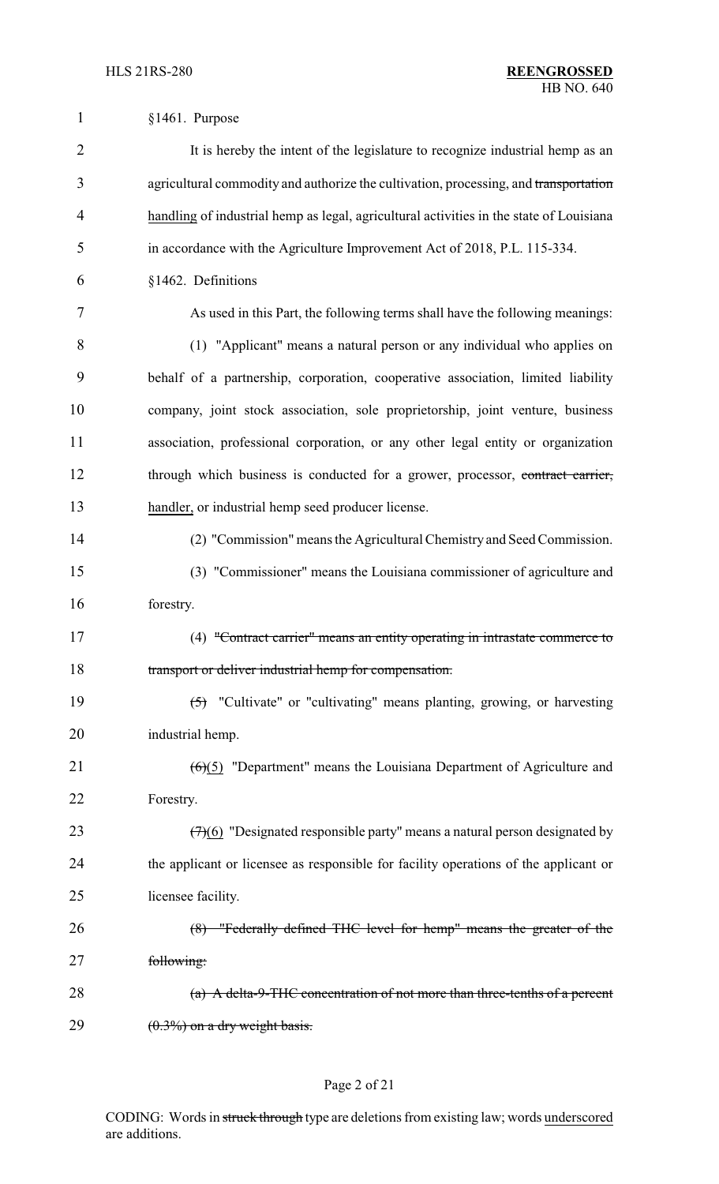§1461. Purpose

It is hereby the intent of the legislature to recognize industrial hemp as an agricultural commodity and authorize the cultivation, processing, and ~~transportation~~ <u>handling</u> of industrial hemp as legal, agricultural activities in the state of Louisiana in accordance with the Agriculture Improvement Act of 2018, P.L. 115-334.

§1462. Definitions

As used in this Part, the following terms shall have the following meanings:

(1) "Applicant" means a natural person or any individual who applies on behalf of a partnership, corporation, cooperative association, limited liability company, joint stock association, sole proprietorship, joint venture, business association, professional corporation, or any other legal entity or organization through which business is conducted for a grower, processor, ~~contract carrier,~~ <u>handler,</u> or industrial hemp seed producer license.

(2) "Commission" means the Agricultural Chemistry and Seed Commission.

(3) "Commissioner" means the Louisiana commissioner of agriculture and forestry.

(4) ~~"Contract carrier" means an entity operating in intrastate commerce to transport or deliver industrial hemp for compensation.~~

~~(5)~~ "Cultivate" or "cultivating" means planting, growing, or harvesting industrial hemp.

~~(6)~~<u>(5)</u> "Department" means the Louisiana Department of Agriculture and Forestry.

~~(7)~~<u>(6)</u> "Designated responsible party" means a natural person designated by the applicant or licensee as responsible for facility operations of the applicant or licensee facility.

~~(8) "Federally defined THC level for hemp" means the greater of the following:~~

~~(a) A delta-9-THC concentration of not more than three-tenths of a percent (0.3%) on a dry weight basis.~~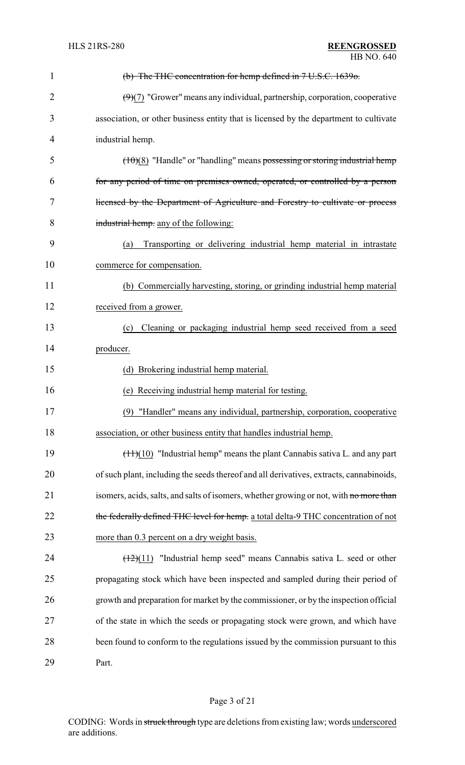(b) The THC concentration for hemp defined in 7 U.S.C. 1639o.

(9)(7) "Grower" means any individual, partnership, corporation, cooperative association, or other business entity that is licensed by the department to cultivate industrial hemp.

(10)(8) "Handle" or "handling" means possessing or storing industrial hemp for any period of time on premises owned, operated, or controlled by a person licensed by the Department of Agriculture and Forestry to cultivate or process industrial hemp. any of the following:

(a) Transporting or delivering industrial hemp material in intrastate commerce for compensation.

(b) Commercially harvesting, storing, or grinding industrial hemp material received from a grower.

(c) Cleaning or packaging industrial hemp seed received from a seed producer.

(d) Brokering industrial hemp material.

(e) Receiving industrial hemp material for testing.

(9) "Handler" means any individual, partnership, corporation, cooperative association, or other business entity that handles industrial hemp.

(11)(10) "Industrial hemp" means the plant Cannabis sativa L. and any part of such plant, including the seeds thereof and all derivatives, extracts, cannabinoids, isomers, acids, salts, and salts of isomers, whether growing or not, with no more than the federally defined THC level for hemp. a total delta-9 THC concentration of not more than 0.3 percent on a dry weight basis.

(12)(11) "Industrial hemp seed" means Cannabis sativa L. seed or other propagating stock which have been inspected and sampled during their period of growth and preparation for market by the commissioner, or by the inspection official of the state in which the seeds or propagating stock were grown, and which have been found to conform to the regulations issued by the commission pursuant to this Part.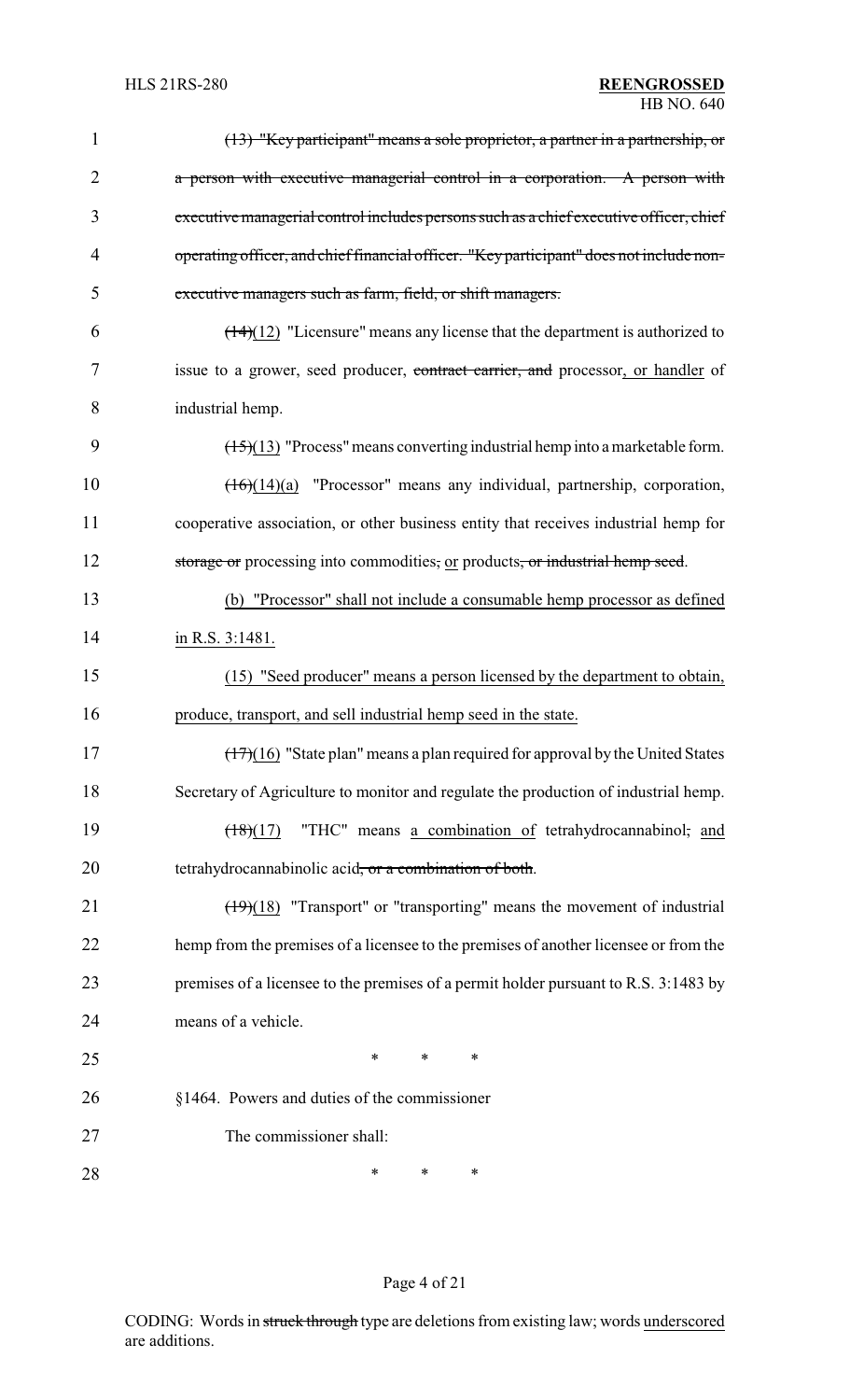~~(13) "Key participant" means a sole proprietor, a partner in a partnership, or a person with executive managerial control in a corporation. A person with executive managerial control includes persons such as a chief executive officer, chief operating officer, and chief financial officer. "Key participant" does not include non-executive managers such as farm, field, or shift managers.~~

~~(14)~~(12) "Licensure" means any license that the department is authorized to issue to a grower, seed producer, ~~contract carrier, and~~ processor, or handler of industrial hemp.

~~(15)~~(13) "Process" means converting industrial hemp into a marketable form.

~~(16)~~(14)(a) "Processor" means any individual, partnership, corporation, cooperative association, or other business entity that receives industrial hemp for ~~storage or~~ processing into commodities~~,~~ or products~~, or industrial hemp seed~~.

(b) "Processor" shall not include a consumable hemp processor as defined in R.S. 3:1481.

(15) "Seed producer" means a person licensed by the department to obtain, produce, transport, and sell industrial hemp seed in the state.

~~(17)~~(16) "State plan" means a plan required for approval by the United States Secretary of Agriculture to monitor and regulate the production of industrial hemp.

~~(18)~~(17) "THC" means a combination of tetrahydrocannabinol~~,~~ and tetrahydrocannabinolic acid~~, or a combination of both~~.

~~(19)~~(18) "Transport" or "transporting" means the movement of industrial hemp from the premises of a licensee to the premises of another licensee or from the premises of a licensee to the premises of a permit holder pursuant to R.S. 3:1483 by means of a vehicle.

\* \* \*

§1464. Powers and duties of the commissioner

The commissioner shall:

\* \* \*

CODING: Words in ~~struck through~~ type are deletions from existing law; words underscored are additions.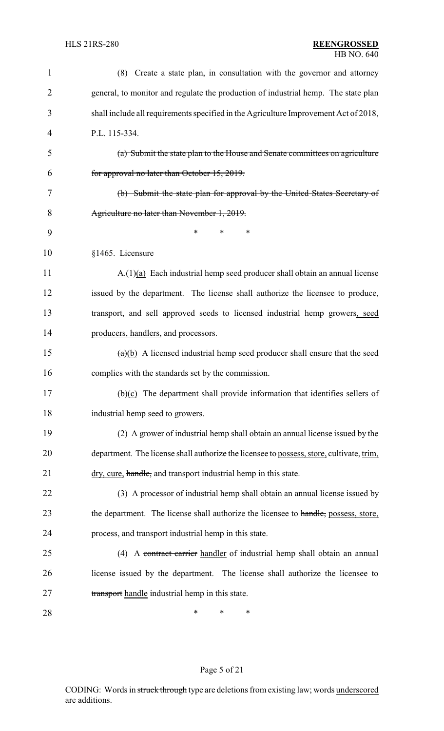(8) Create a state plan, in consultation with the governor and attorney general, to monitor and regulate the production of industrial hemp. The state plan shall include all requirements specified in the Agriculture Improvement Act of 2018, P.L. 115-334.

~~(a) Submit the state plan to the House and Senate committees on agriculture for approval no later than October 15, 2019.~~

~~(b) Submit the state plan for approval by the United States Secretary of Agriculture no later than November 1, 2019.~~

\* \* \*

§1465. Licensure

A.(1)<u>(a)</u> Each industrial hemp seed producer shall obtain an annual license issued by the department. The license shall authorize the licensee to produce, transport, and sell approved seeds to licensed industrial hemp growers<u>, seed producers, handlers,</u> and processors.

~~(a)~~<u>(b)</u> A licensed industrial hemp seed producer shall ensure that the seed complies with the standards set by the commission.

~~(b)~~<u>(c)</u> The department shall provide information that identifies sellers of industrial hemp seed to growers.

(2) A grower of industrial hemp shall obtain an annual license issued by the department. The license shall authorize the licensee to <u>possess, store,</u> cultivate, <u>trim, dry, cure,</u> ~~handle,~~ and transport industrial hemp in this state.

(3) A processor of industrial hemp shall obtain an annual license issued by the department. The license shall authorize the licensee to ~~handle,~~ <u>possess, store,</u> process, and transport industrial hemp in this state.

(4) A ~~contract carrier~~ <u>handler</u> of industrial hemp shall obtain an annual license issued by the department. The license shall authorize the licensee to ~~transport~~ <u>handle</u> industrial hemp in this state.

\* \* \*

CODING: Words in ~~struck through~~ type are deletions from existing law; words <u>underscored</u> are additions.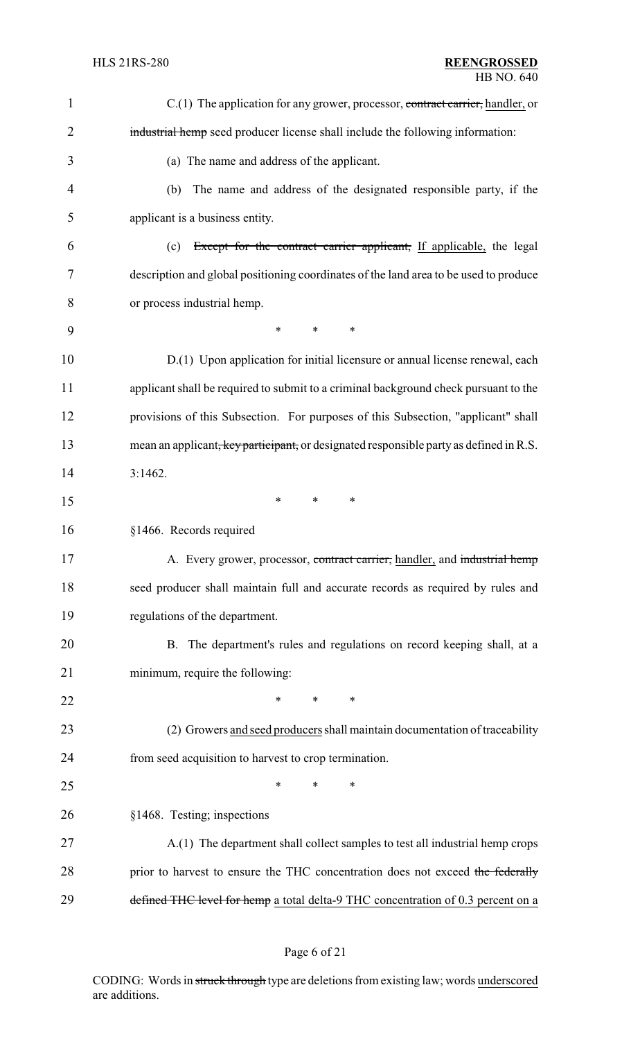C.(1) The application for any grower, processor, ~~contract carrier,~~ handler, or ~~industrial hemp~~ seed producer license shall include the following information:

(a) The name and address of the applicant.

(b) The name and address of the designated responsible party, if the applicant is a business entity.

(c) ~~Except for the contract carrier applicant,~~ If applicable, the legal description and global positioning coordinates of the land area to be used to produce or process industrial hemp.

\* \* \*

D.(1) Upon application for initial licensure or annual license renewal, each applicant shall be required to submit to a criminal background check pursuant to the provisions of this Subsection. For purposes of this Subsection, "applicant" shall mean an applicant~~, key participant,~~ or designated responsible party as defined in R.S. 3:1462.

\* \* \*

§1466. Records required

A. Every grower, processor, ~~contract carrier,~~ handler, and ~~industrial hemp~~ seed producer shall maintain full and accurate records as required by rules and regulations of the department.

B. The department's rules and regulations on record keeping shall, at a minimum, require the following:

\* \* \*

(2) Growers and seed producers shall maintain documentation of traceability from seed acquisition to harvest to crop termination.

\* \* \*

§1468. Testing; inspections

A.(1) The department shall collect samples to test all industrial hemp crops prior to harvest to ensure the THC concentration does not exceed ~~the federally defined THC level for hemp~~ a total delta-9 THC concentration of 0.3 percent on a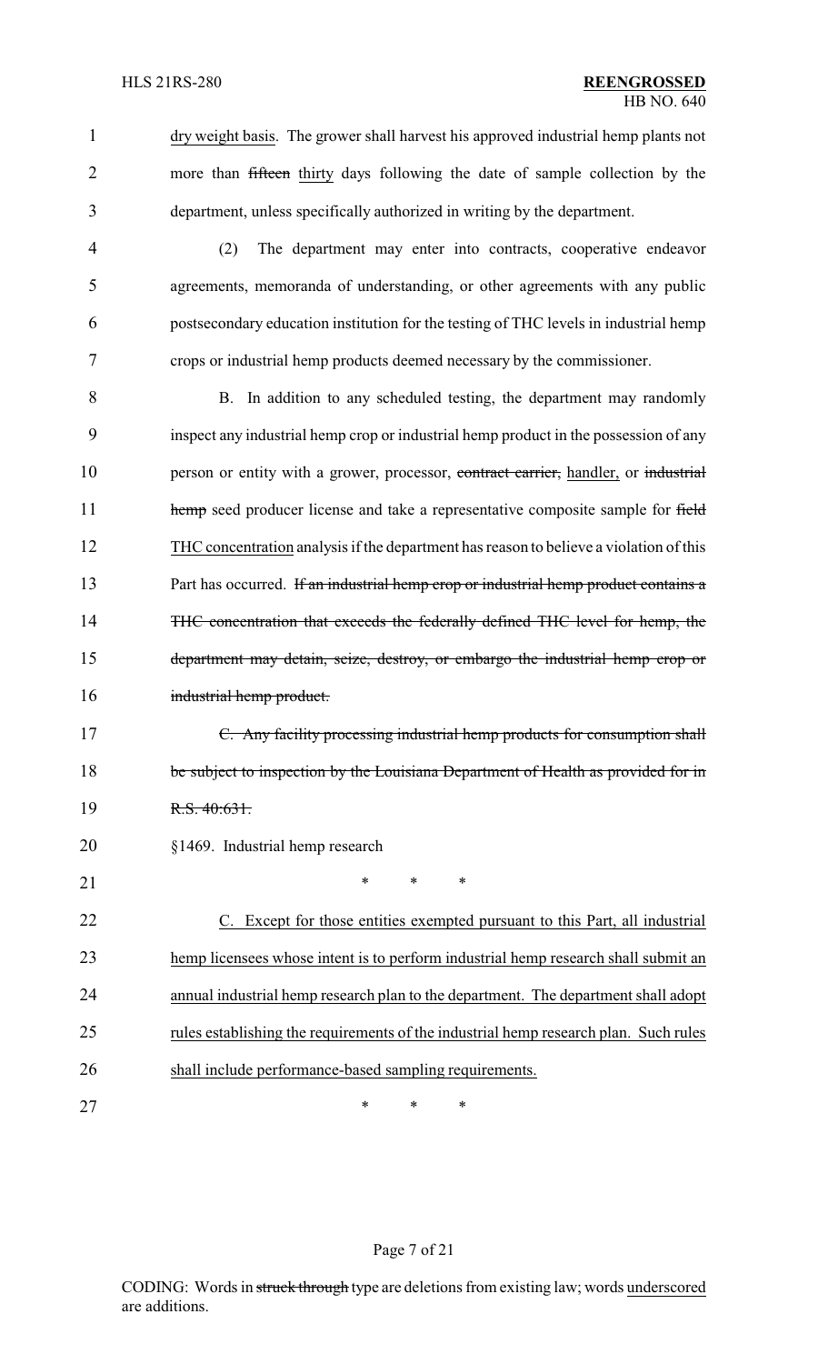dry weight basis. The grower shall harvest his approved industrial hemp plants not more than ~~fifteen~~ <u>thirty</u> days following the date of sample collection by the department, unless specifically authorized in writing by the department.

(2) The department may enter into contracts, cooperative endeavor agreements, memoranda of understanding, or other agreements with any public postsecondary education institution for the testing of THC levels in industrial hemp crops or industrial hemp products deemed necessary by the commissioner.

B. In addition to any scheduled testing, the department may randomly inspect any industrial hemp crop or industrial hemp product in the possession of any person or entity with a grower, processor, ~~contract carrier,~~ <u>handler,</u> or ~~industrial hemp~~ seed producer license and take a representative composite sample for ~~field~~ <u>THC concentration</u> analysis if the department has reason to believe a violation of this Part has occurred. ~~If an industrial hemp crop or industrial hemp product contains a THC concentration that exceeds the federally defined THC level for hemp, the department may detain, seize, destroy, or embargo the industrial hemp crop or industrial hemp product.~~

~~C. Any facility processing industrial hemp products for consumption shall be subject to inspection by the Louisiana Department of Health as provided for in R.S. 40:631.~~

§1469. Industrial hemp research

\* \* \*

<u>C. Except for those entities exempted pursuant to this Part, all industrial hemp licensees whose intent is to perform industrial hemp research shall submit an annual industrial hemp research plan to the department. The department shall adopt rules establishing the requirements of the industrial hemp research plan. Such rules shall include performance-based sampling requirements.</u>

\* \* \*

CODING: Words in ~~struck through~~ type are deletions from existing law; words <u>underscored</u> are additions.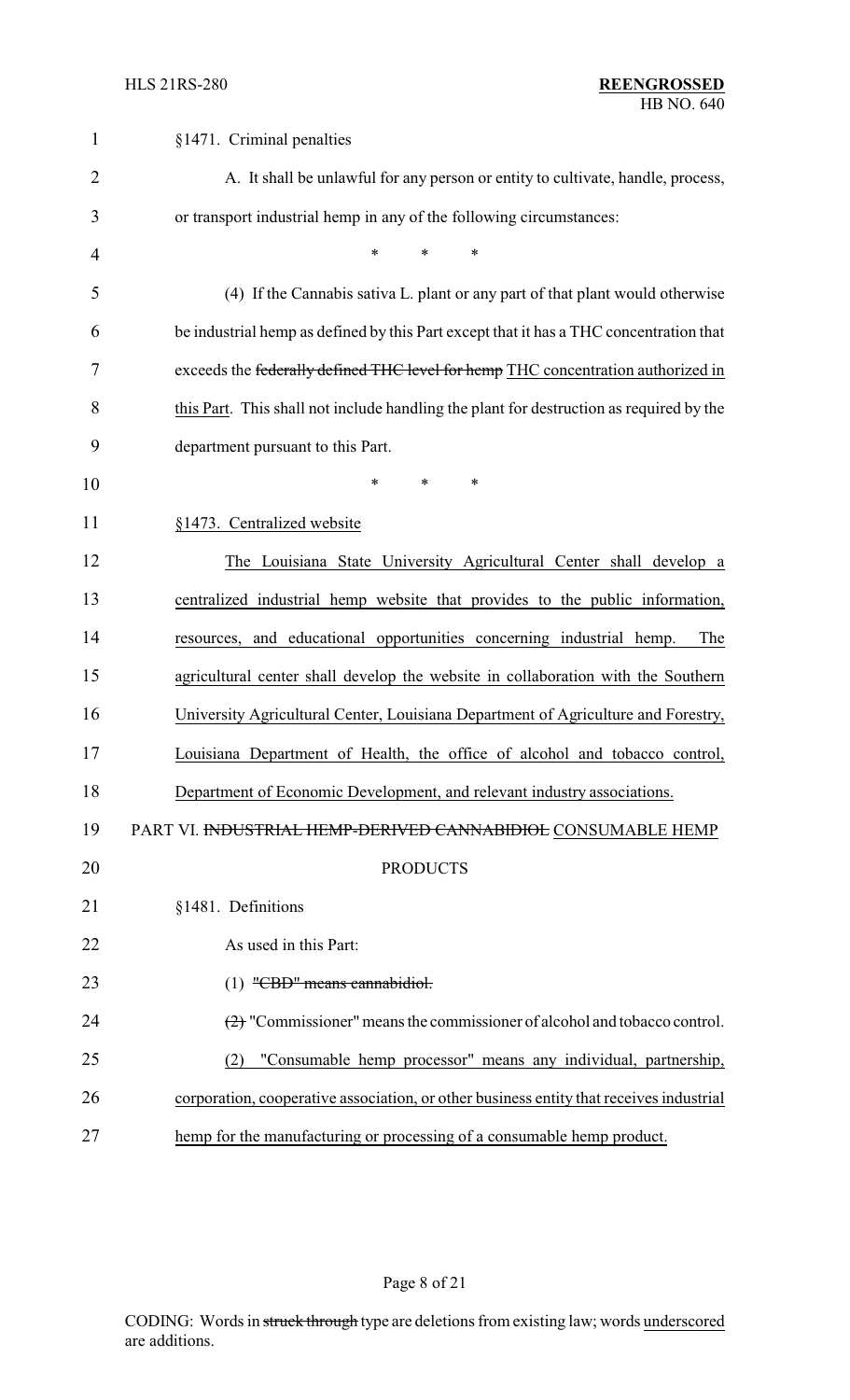§1471. Criminal penalties

A. It shall be unlawful for any person or entity to cultivate, handle, process, or transport industrial hemp in any of the following circumstances:

\* \* \*

(4) If the Cannabis sativa L. plant or any part of that plant would otherwise be industrial hemp as defined by this Part except that it has a THC concentration that exceeds the ~~federally defined THC level for hemp~~ THC concentration authorized in this Part. This shall not include handling the plant for destruction as required by the department pursuant to this Part.

\* \* \*

§1473. Centralized website

The Louisiana State University Agricultural Center shall develop a centralized industrial hemp website that provides to the public information, resources, and educational opportunities concerning industrial hemp. The agricultural center shall develop the website in collaboration with the Southern University Agricultural Center, Louisiana Department of Agriculture and Forestry, Louisiana Department of Health, the office of alcohol and tobacco control, Department of Economic Development, and relevant industry associations.

PART VI. ~~INDUSTRIAL HEMP-DERIVED CANNABIDIOL~~ CONSUMABLE HEMP PRODUCTS

§1481. Definitions

As used in this Part:

(1) ~~"CBD" means cannabidiol.~~

~~(2)~~ "Commissioner" means the commissioner of alcohol and tobacco control.

(2) "Consumable hemp processor" means any individual, partnership, corporation, cooperative association, or other business entity that receives industrial hemp for the manufacturing or processing of a consumable hemp product.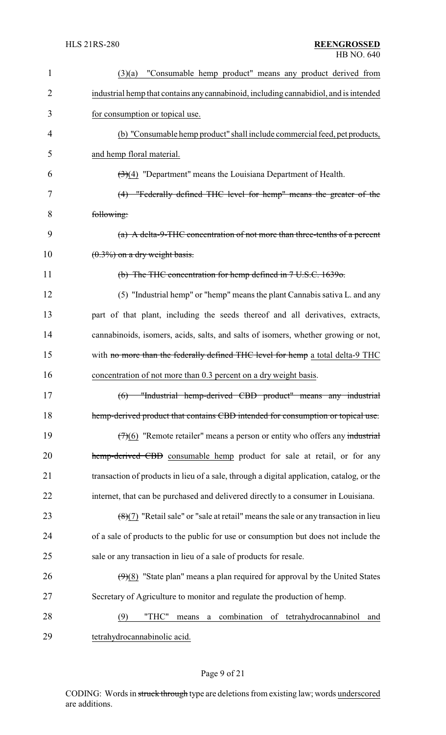(3)(a) "Consumable hemp product" means any product derived from industrial hemp that contains any cannabinoid, including cannabidiol, and is intended for consumption or topical use.

(b) "Consumable hemp product" shall include commercial feed, pet products, and hemp floral material.

~~(3)~~(4) "Department" means the Louisiana Department of Health.

~~(4) "Federally defined THC level for hemp" means the greater of the following:~~

~~(a) A delta-9-THC concentration of not more than three-tenths of a percent (0.3%) on a dry weight basis.~~

~~(b) The THC concentration for hemp defined in 7 U.S.C. 1639o.~~

(5) "Industrial hemp" or "hemp" means the plant Cannabis sativa L. and any part of that plant, including the seeds thereof and all derivatives, extracts, cannabinoids, isomers, acids, salts, and salts of isomers, whether growing or not, with ~~no more than the federally defined THC level for hemp~~ a total delta-9 THC concentration of not more than 0.3 percent on a dry weight basis.

~~(6) "Industrial hemp-derived CBD product" means any industrial hemp-derived product that contains CBD intended for consumption or topical use.~~

~~(7)~~(6) "Remote retailer" means a person or entity who offers any ~~industrial hemp-derived CBD~~ consumable hemp product for sale at retail, or for any transaction of products in lieu of a sale, through a digital application, catalog, or the internet, that can be purchased and delivered directly to a consumer in Louisiana.

~~(8)~~(7) "Retail sale" or "sale at retail" means the sale or any transaction in lieu of a sale of products to the public for use or consumption but does not include the sale or any transaction in lieu of a sale of products for resale.

~~(9)~~(8) "State plan" means a plan required for approval by the United States Secretary of Agriculture to monitor and regulate the production of hemp.

(9) "THC" means a combination of tetrahydrocannabinol and tetrahydrocannabinolic acid.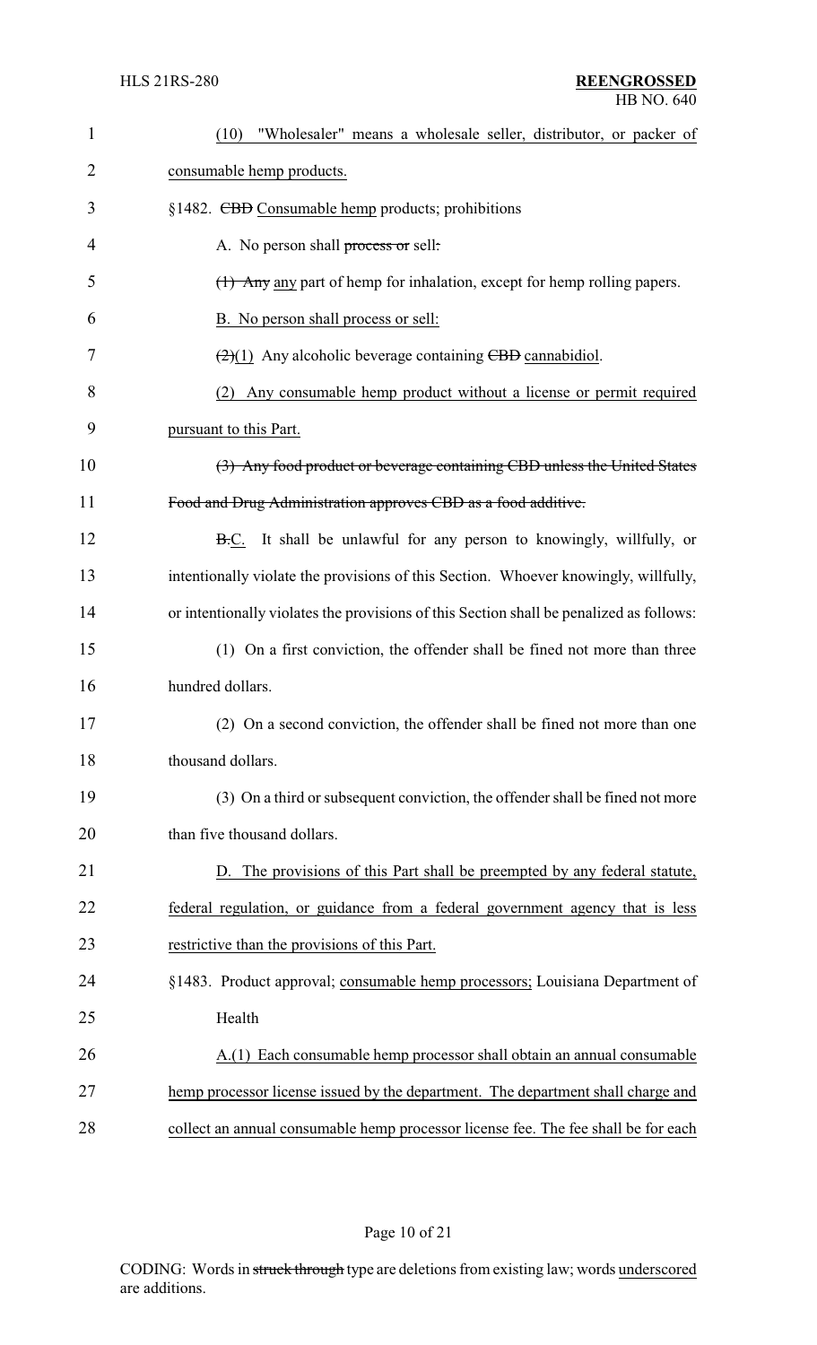(10) "Wholesaler" means a wholesale seller, distributor, or packer of consumable hemp products.

§1482. ~~CBD~~ Consumable hemp products; prohibitions

A. No person shall ~~process or~~ sell~~:~~

~~(1) Any~~ any part of hemp for inhalation, except for hemp rolling papers.

B. No person shall process or sell:

~~(2)~~(1) Any alcoholic beverage containing ~~CBD~~ cannabidiol.

(2) Any consumable hemp product without a license or permit required pursuant to this Part.

~~(3) Any food product or beverage containing CBD unless the United States Food and Drug Administration approves CBD as a food additive.~~

~~B.~~C. It shall be unlawful for any person to knowingly, willfully, or intentionally violate the provisions of this Section. Whoever knowingly, willfully, or intentionally violates the provisions of this Section shall be penalized as follows:

(1) On a first conviction, the offender shall be fined not more than three hundred dollars.

(2) On a second conviction, the offender shall be fined not more than one thousand dollars.

(3) On a third or subsequent conviction, the offender shall be fined not more than five thousand dollars.

D. The provisions of this Part shall be preempted by any federal statute, federal regulation, or guidance from a federal government agency that is less restrictive than the provisions of this Part.

§1483. Product approval; consumable hemp processors; Louisiana Department of Health

A.(1) Each consumable hemp processor shall obtain an annual consumable hemp processor license issued by the department. The department shall charge and collect an annual consumable hemp processor license fee. The fee shall be for each

CODING: Words in ~~struck through~~ type are deletions from existing law; words underscored are additions.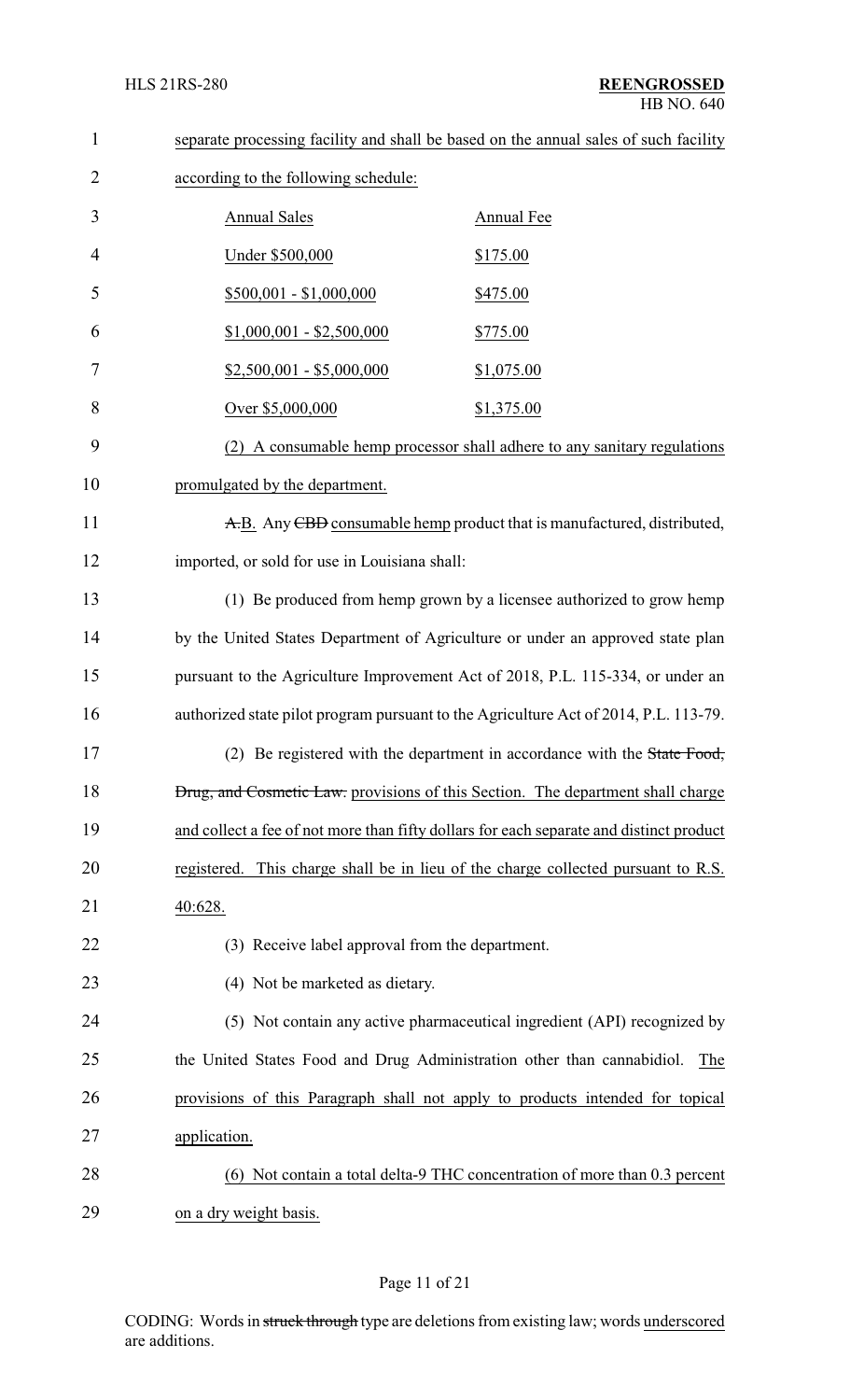separate processing facility and shall be based on the annual sales of such facility according to the following schedule:

| Annual Sales | Annual Fee |
| --- | --- |
| Under $500,000 | $175.00 |
| $500,001 - $1,000,000 | $475.00 |
| $1,000,001 - $2,500,000 | $775.00 |
| $2,500,001 - $5,000,000 | $1,075.00 |
| Over $5,000,000 | $1,375.00 |

(2) A consumable hemp processor shall adhere to any sanitary regulations promulgated by the department.

~~A.~~B. Any ~~CBD~~ consumable hemp product that is manufactured, distributed, imported, or sold for use in Louisiana shall:

(1) Be produced from hemp grown by a licensee authorized to grow hemp by the United States Department of Agriculture or under an approved state plan pursuant to the Agriculture Improvement Act of 2018, P.L. 115-334, or under an authorized state pilot program pursuant to the Agriculture Act of 2014, P.L. 113-79.

(2) Be registered with the department in accordance with the ~~State Food, Drug, and Cosmetic Law.~~ provisions of this Section. The department shall charge and collect a fee of not more than fifty dollars for each separate and distinct product registered. This charge shall be in lieu of the charge collected pursuant to R.S. 40:628.

(3) Receive label approval from the department.

(4) Not be marketed as dietary.

(5) Not contain any active pharmaceutical ingredient (API) recognized by the United States Food and Drug Administration other than cannabidiol. The provisions of this Paragraph shall not apply to products intended for topical application.

(6) Not contain a total delta-9 THC concentration of more than 0.3 percent on a dry weight basis.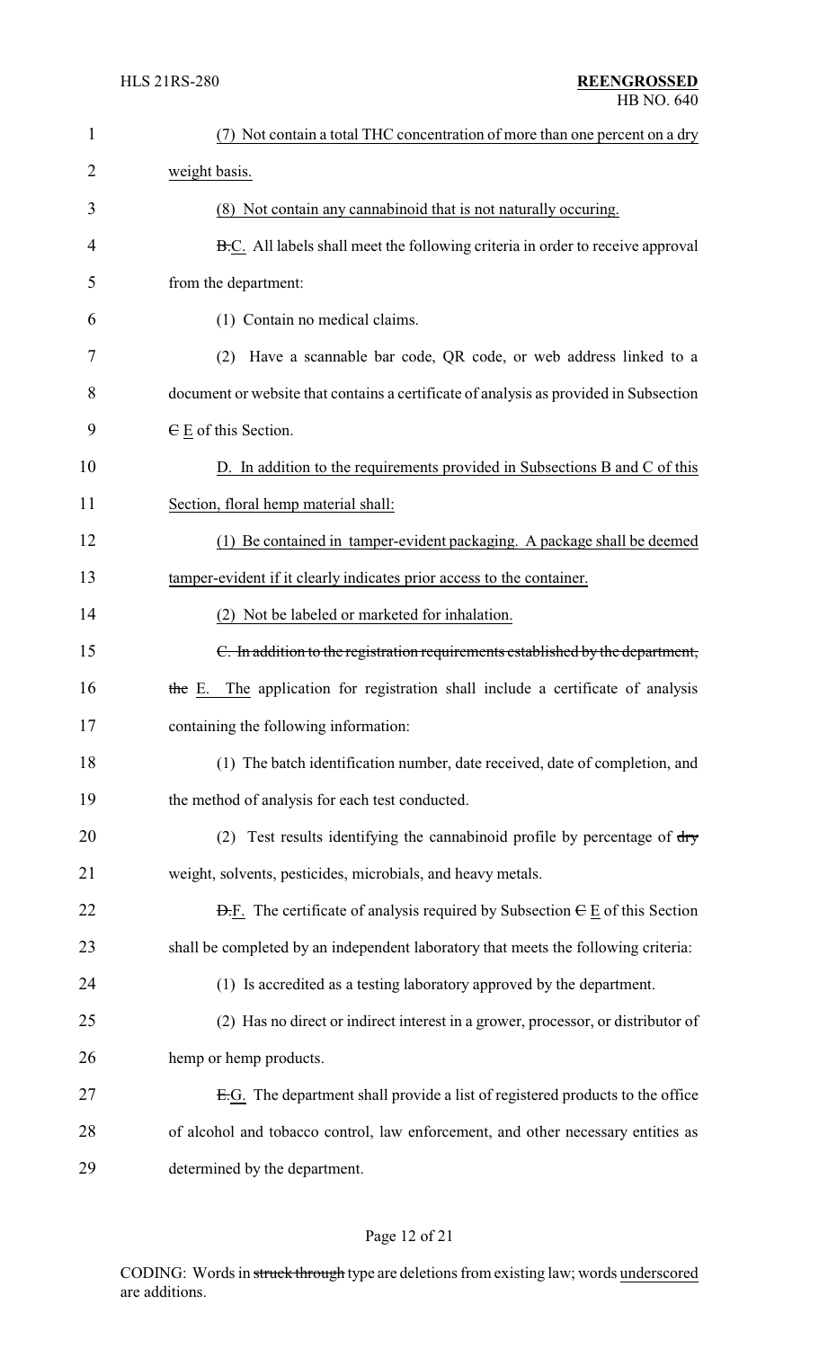(7) Not contain a total THC concentration of more than one percent on a dry weight basis.

(8) Not contain any cannabinoid that is not naturally occuring.

~~B.~~C. All labels shall meet the following criteria in order to receive approval from the department:

(1) Contain no medical claims.

(2) Have a scannable bar code, QR code, or web address linked to a document or website that contains a certificate of analysis as provided in Subsection ~~C~~ E of this Section.

D. In addition to the requirements provided in Subsections B and C of this Section, floral hemp material shall:

(1) Be contained in tamper-evident packaging. A package shall be deemed tamper-evident if it clearly indicates prior access to the container.

(2) Not be labeled or marketed for inhalation.

~~C. In addition to the registration requirements established by the department, the~~ E. The application for registration shall include a certificate of analysis containing the following information:

(1) The batch identification number, date received, date of completion, and the method of analysis for each test conducted.

(2) Test results identifying the cannabinoid profile by percentage of ~~dry~~ weight, solvents, pesticides, microbials, and heavy metals.

~~D.~~F. The certificate of analysis required by Subsection ~~C~~ E of this Section shall be completed by an independent laboratory that meets the following criteria:

(1) Is accredited as a testing laboratory approved by the department.

(2) Has no direct or indirect interest in a grower, processor, or distributor of hemp or hemp products.

~~E.~~G. The department shall provide a list of registered products to the office of alcohol and tobacco control, law enforcement, and other necessary entities as determined by the department.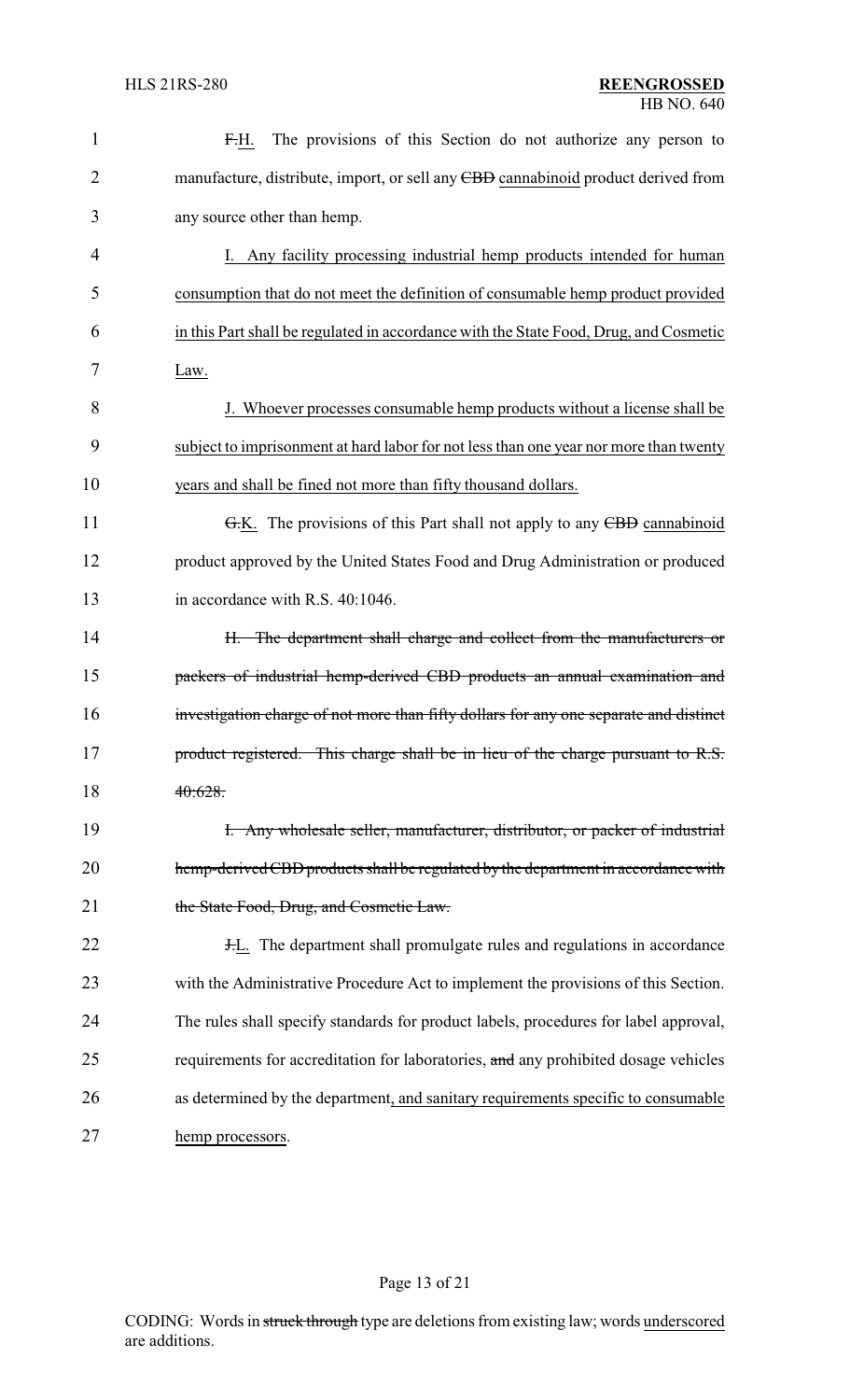~~F.~~H. The provisions of this Section do not authorize any person to manufacture, distribute, import, or sell any ~~CBD~~ cannabinoid product derived from any source other than hemp.

I. Any facility processing industrial hemp products intended for human consumption that do not meet the definition of consumable hemp product provided in this Part shall be regulated in accordance with the State Food, Drug, and Cosmetic Law.

J. Whoever processes consumable hemp products without a license shall be subject to imprisonment at hard labor for not less than one year nor more than twenty years and shall be fined not more than fifty thousand dollars.

~~G.~~K. The provisions of this Part shall not apply to any ~~CBD~~ cannabinoid product approved by the United States Food and Drug Administration or produced in accordance with R.S. 40:1046.

~~H. The department shall charge and collect from the manufacturers or packers of industrial hemp-derived CBD products an annual examination and investigation charge of not more than fifty dollars for any one separate and distinct product registered. This charge shall be in lieu of the charge pursuant to R.S. 40:628.~~

~~I. Any wholesale seller, manufacturer, distributor, or packer of industrial hemp-derived CBD products shall be regulated by the department in accordance with the State Food, Drug, and Cosmetic Law.~~

~~J.~~L. The department shall promulgate rules and regulations in accordance with the Administrative Procedure Act to implement the provisions of this Section. The rules shall specify standards for product labels, procedures for label approval, requirements for accreditation for laboratories, ~~and~~ any prohibited dosage vehicles as determined by the department, and sanitary requirements specific to consumable hemp processors.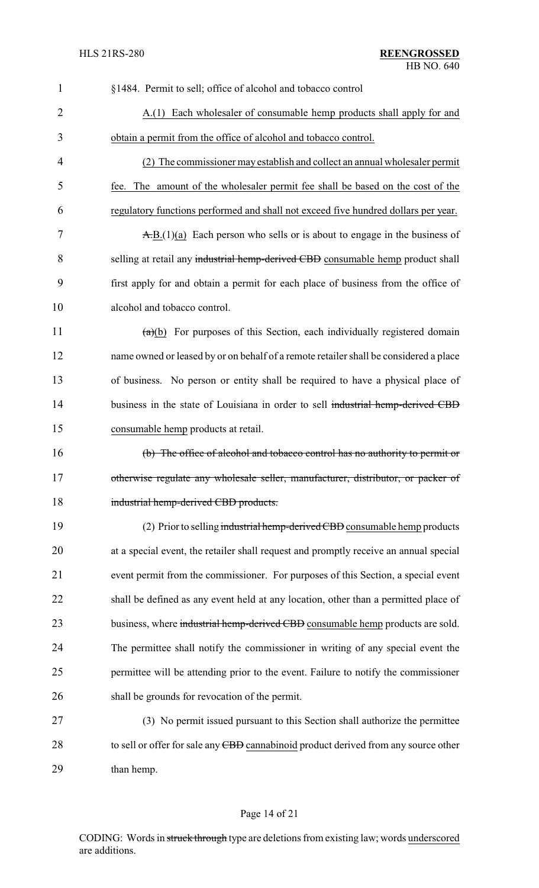§1484. Permit to sell; office of alcohol and tobacco control

A.(1) Each wholesaler of consumable hemp products shall apply for and obtain a permit from the office of alcohol and tobacco control.

(2) The commissioner may establish and collect an annual wholesaler permit fee. The amount of the wholesaler permit fee shall be based on the cost of the regulatory functions performed and shall not exceed five hundred dollars per year.

~~A.~~B.(1)(a) Each person who sells or is about to engage in the business of selling at retail any ~~industrial hemp-derived CBD~~ consumable hemp product shall first apply for and obtain a permit for each place of business from the office of alcohol and tobacco control.

~~(a)~~(b) For purposes of this Section, each individually registered domain name owned or leased by or on behalf of a remote retailer shall be considered a place of business. No person or entity shall be required to have a physical place of business in the state of Louisiana in order to sell ~~industrial hemp-derived CBD~~ consumable hemp products at retail.

~~(b) The office of alcohol and tobacco control has no authority to permit or otherwise regulate any wholesale seller, manufacturer, distributor, or packer of industrial hemp-derived CBD products.~~

(2) Prior to selling ~~industrial hemp-derived CBD~~ consumable hemp products at a special event, the retailer shall request and promptly receive an annual special event permit from the commissioner. For purposes of this Section, a special event shall be defined as any event held at any location, other than a permitted place of business, where ~~industrial hemp-derived CBD~~ consumable hemp products are sold. The permittee shall notify the commissioner in writing of any special event the permittee will be attending prior to the event. Failure to notify the commissioner shall be grounds for revocation of the permit.

(3) No permit issued pursuant to this Section shall authorize the permittee to sell or offer for sale any ~~CBD~~ cannabinoid product derived from any source other than hemp.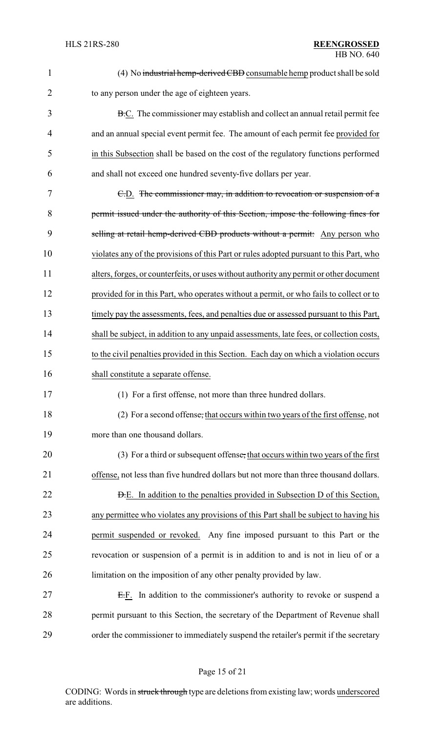(4) No ~~industrial hemp-derived CBD~~ consumable hemp product shall be sold to any person under the age of eighteen years.

~~B.~~C. The commissioner may establish and collect an annual retail permit fee and an annual special event permit fee. The amount of each permit fee provided for in this Subsection shall be based on the cost of the regulatory functions performed and shall not exceed one hundred seventy-five dollars per year.

~~C.~~D. ~~The commissioner may, in addition to revocation or suspension of a permit issued under the authority of this Section, impose the following fines for selling at retail hemp-derived CBD products without a permit:~~ Any person who violates any of the provisions of this Part or rules adopted pursuant to this Part, who alters, forges, or counterfeits, or uses without authority any permit or other document provided for in this Part, who operates without a permit, or who fails to collect or to timely pay the assessments, fees, and penalties due or assessed pursuant to this Part, shall be subject, in addition to any unpaid assessments, late fees, or collection costs, to the civil penalties provided in this Section. Each day on which a violation occurs shall constitute a separate offense.

(1) For a first offense, not more than three hundred dollars.

(2) For a second offense~~,~~ that occurs within two years of the first offense, not more than one thousand dollars.

(3) For a third or subsequent offense~~,~~ that occurs within two years of the first offense, not less than five hundred dollars but not more than three thousand dollars.

~~D.~~E. In addition to the penalties provided in Subsection D of this Section, any permittee who violates any provisions of this Part shall be subject to having his permit suspended or revoked. Any fine imposed pursuant to this Part or the revocation or suspension of a permit is in addition to and is not in lieu of or a limitation on the imposition of any other penalty provided by law.

~~E.~~F. In addition to the commissioner's authority to revoke or suspend a permit pursuant to this Section, the secretary of the Department of Revenue shall order the commissioner to immediately suspend the retailer's permit if the secretary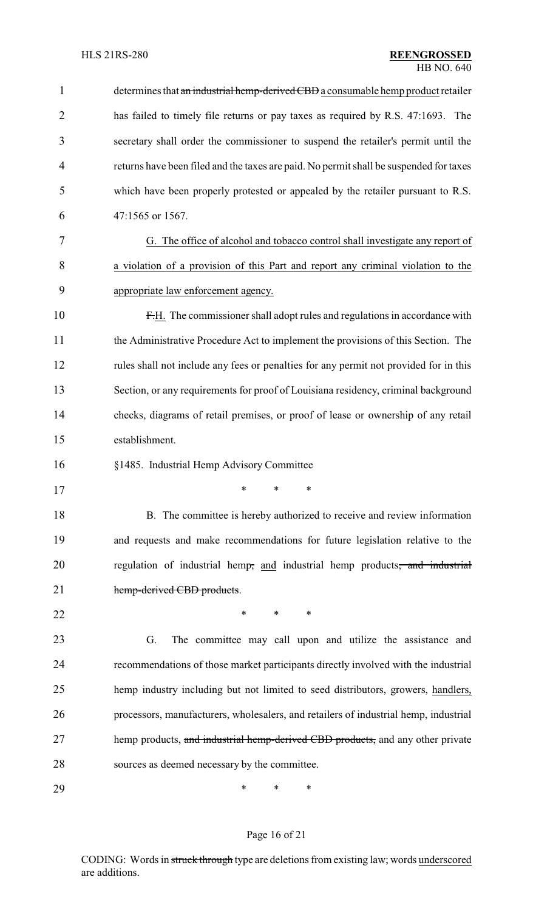determines that ~~an industrial hemp-derived CBD~~ a consumable hemp product retailer has failed to timely file returns or pay taxes as required by R.S. 47:1693. The secretary shall order the commissioner to suspend the retailer's permit until the returns have been filed and the taxes are paid. No permit shall be suspended for taxes which have been properly protested or appealed by the retailer pursuant to R.S. 47:1565 or 1567.

G. The office of alcohol and tobacco control shall investigate any report of a violation of a provision of this Part and report any criminal violation to the appropriate law enforcement agency.

~~F.~~H. The commissioner shall adopt rules and regulations in accordance with the Administrative Procedure Act to implement the provisions of this Section. The rules shall not include any fees or penalties for any permit not provided for in this Section, or any requirements for proof of Louisiana residency, criminal background checks, diagrams of retail premises, or proof of lease or ownership of any retail establishment.

§1485. Industrial Hemp Advisory Committee

\* \* \*

B. The committee is hereby authorized to receive and review information and requests and make recommendations for future legislation relative to the regulation of industrial hemp~~,~~ and industrial hemp products~~, and industrial hemp-derived CBD products~~.

\* \* \*

G. The committee may call upon and utilize the assistance and recommendations of those market participants directly involved with the industrial hemp industry including but not limited to seed distributors, growers, handlers, processors, manufacturers, wholesalers, and retailers of industrial hemp, industrial hemp products, ~~and industrial hemp-derived CBD products,~~ and any other private sources as deemed necessary by the committee.

\* \* \*

CODING: Words in ~~struck through~~ type are deletions from existing law; words underscored are additions.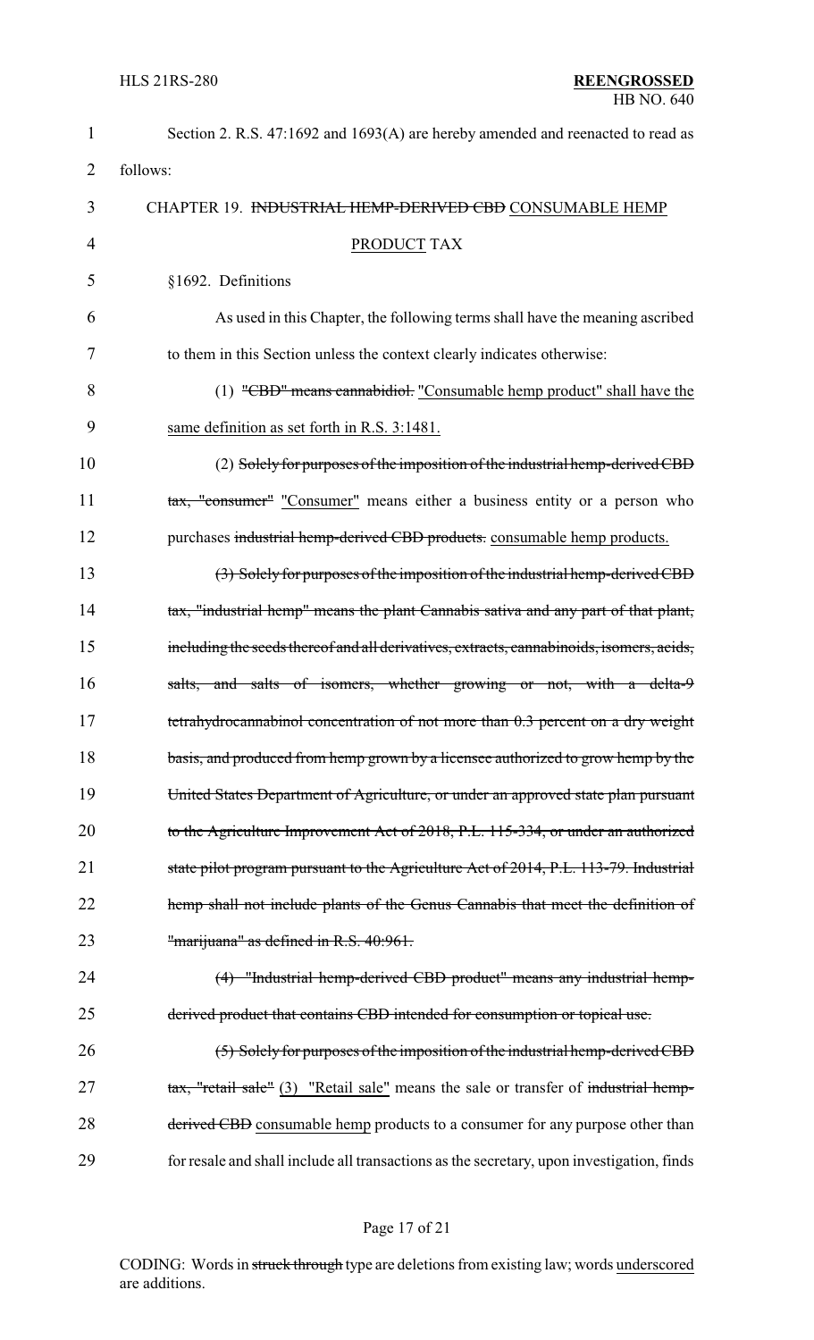Section 2. R.S. 47:1692 and 1693(A) are hereby amended and reenacted to read as follows:

CHAPTER 19. ~~INDUSTRIAL HEMP-DERIVED CBD~~ CONSUMABLE HEMP PRODUCT TAX

§1692. Definitions

As used in this Chapter, the following terms shall have the meaning ascribed to them in this Section unless the context clearly indicates otherwise:

(1) ~~"CBD" means cannabidiol.~~ "Consumable hemp product" shall have the same definition as set forth in R.S. 3:1481.

(2) ~~Solely for purposes of the imposition of the industrial hemp-derived CBD tax, "consumer"~~ "Consumer" means either a business entity or a person who purchases ~~industrial hemp-derived CBD products.~~ consumable hemp products.

~~(3) Solely for purposes of the imposition of the industrial hemp-derived CBD tax, "industrial hemp" means the plant Cannabis sativa and any part of that plant, including the seeds thereof and all derivatives, extracts, cannabinoids, isomers, acids, salts, and salts of isomers, whether growing or not, with a delta-9 tetrahydrocannabinol concentration of not more than 0.3 percent on a dry weight basis, and produced from hemp grown by a licensee authorized to grow hemp by the United States Department of Agriculture, or under an approved state plan pursuant to the Agriculture Improvement Act of 2018, P.L. 115-334, or under an authorized state pilot program pursuant to the Agriculture Act of 2014, P.L. 113-79. Industrial hemp shall not include plants of the Genus Cannabis that meet the definition of "marijuana" as defined in R.S. 40:961.~~

~~(4) "Industrial hemp-derived CBD product" means any industrial hemp-derived product that contains CBD intended for consumption or topical use.~~

~~(5) Solely for purposes of the imposition of the industrial hemp-derived CBD tax, "retail sale"~~ (3) "Retail sale" means the sale or transfer of ~~industrial hemp-derived CBD~~ consumable hemp products to a consumer for any purpose other than for resale and shall include all transactions as the secretary, upon investigation, finds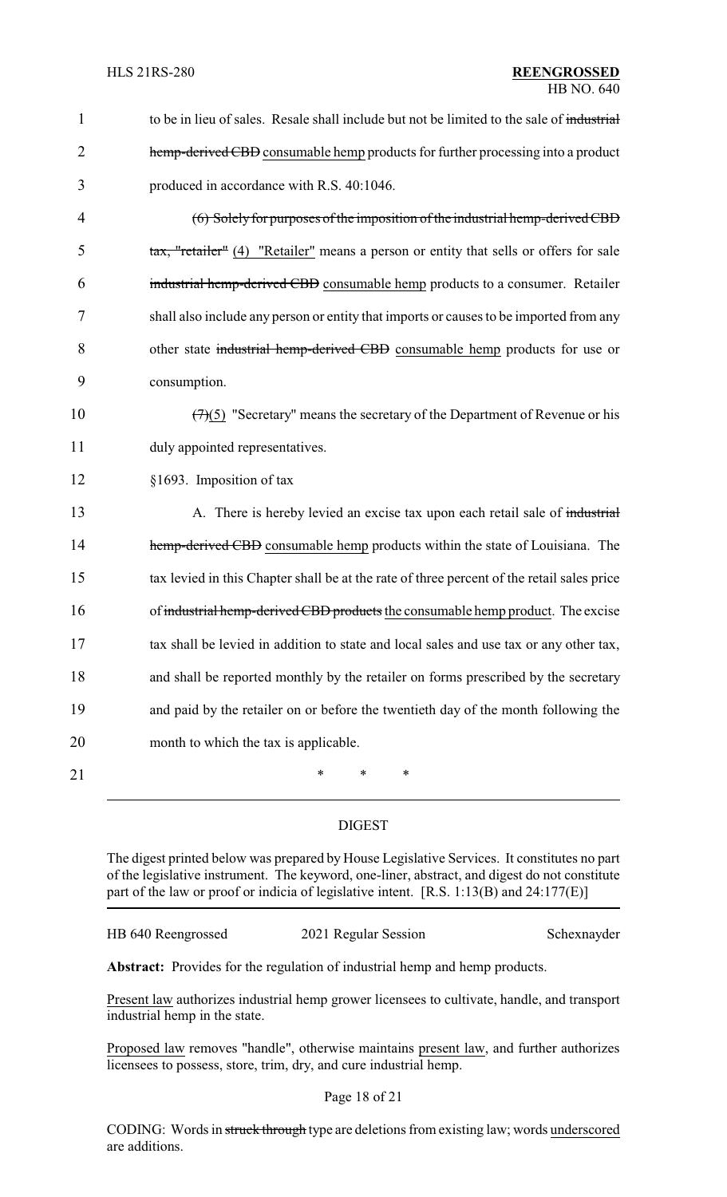to be in lieu of sales. Resale shall include but not be limited to the sale of ~~industrial hemp-derived CBD~~ consumable hemp products for further processing into a product produced in accordance with R.S. 40:1046.

~~(6) Solely for purposes of the imposition of the industrial hemp-derived CBD tax, "retailer"~~ (4) "Retailer" means a person or entity that sells or offers for sale ~~industrial hemp-derived CBD~~ consumable hemp products to a consumer. Retailer shall also include any person or entity that imports or causes to be imported from any other state ~~industrial hemp-derived CBD~~ consumable hemp products for use or consumption.

~~(7)~~(5) "Secretary" means the secretary of the Department of Revenue or his duly appointed representatives.

§1693. Imposition of tax

A. There is hereby levied an excise tax upon each retail sale of ~~industrial hemp-derived CBD~~ consumable hemp products within the state of Louisiana. The tax levied in this Chapter shall be at the rate of three percent of the retail sales price of ~~industrial hemp-derived CBD products~~ the consumable hemp product. The excise tax shall be levied in addition to state and local sales and use tax or any other tax, and shall be reported monthly by the retailer on forms prescribed by the secretary and paid by the retailer on or before the twentieth day of the month following the month to which the tax is applicable.

\* \* \*

## DIGEST

The digest printed below was prepared by House Legislative Services. It constitutes no part of the legislative instrument. The keyword, one-liner, abstract, and digest do not constitute part of the law or proof or indicia of legislative intent. [R.S. 1:13(B) and 24:177(E)]

HB 640 Reengrossed | 2021 Regular Session | Schexnayder

**Abstract:** Provides for the regulation of industrial hemp and hemp products.

Present law authorizes industrial hemp grower licensees to cultivate, handle, and transport industrial hemp in the state.

Proposed law removes "handle", otherwise maintains present law, and further authorizes licensees to possess, store, trim, dry, and cure industrial hemp.

CODING: Words in ~~struck through~~ type are deletions from existing law; words underscored are additions.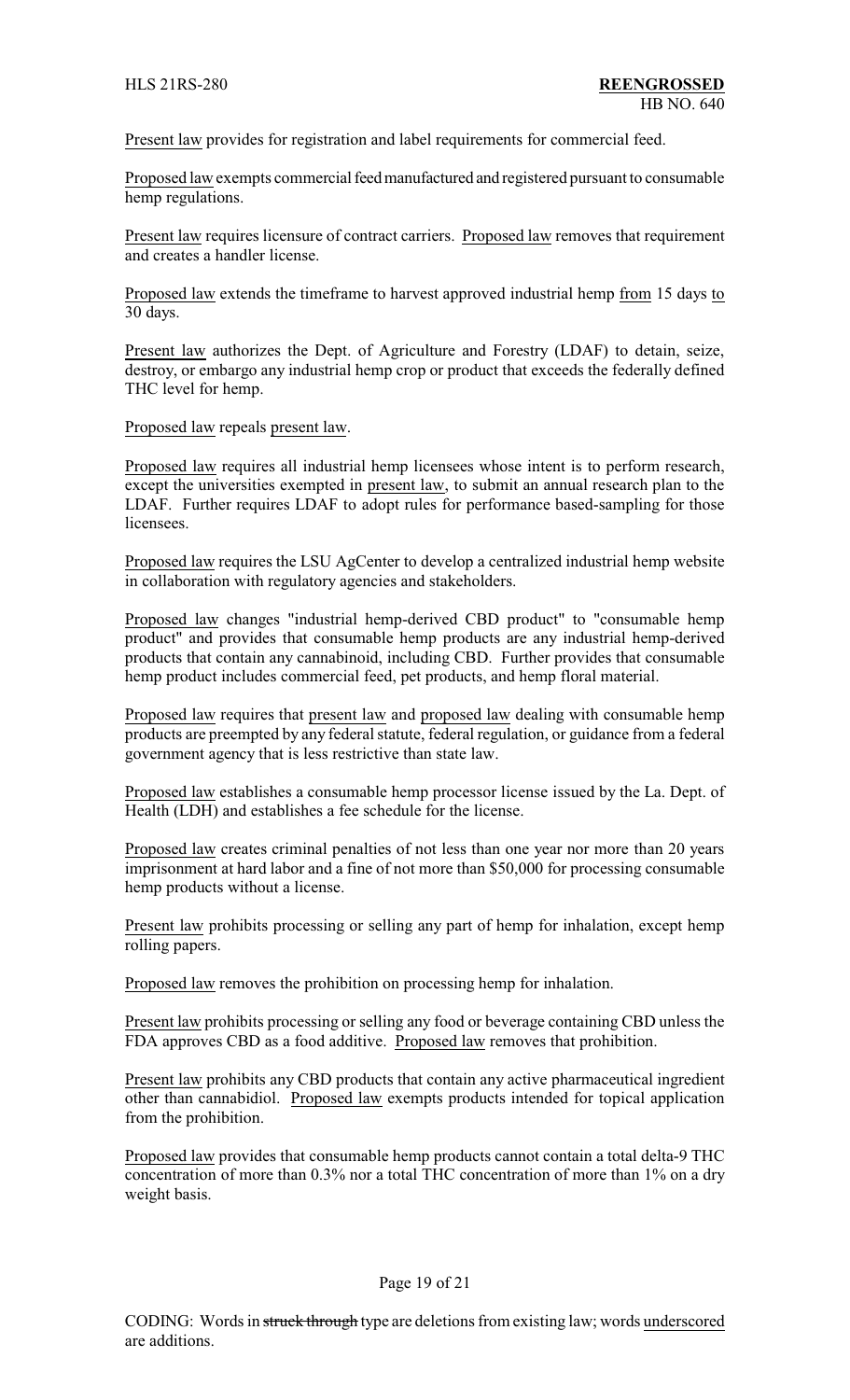Present law provides for registration and label requirements for commercial feed.

Proposed law exempts commercial feed manufactured and registered pursuant to consumable hemp regulations.

Present law requires licensure of contract carriers. Proposed law removes that requirement and creates a handler license.

Proposed law extends the timeframe to harvest approved industrial hemp from 15 days to 30 days.

Present law authorizes the Dept. of Agriculture and Forestry (LDAF) to detain, seize, destroy, or embargo any industrial hemp crop or product that exceeds the federally defined THC level for hemp.

Proposed law repeals present law.

Proposed law requires all industrial hemp licensees whose intent is to perform research, except the universities exempted in present law, to submit an annual research plan to the LDAF. Further requires LDAF to adopt rules for performance based-sampling for those licensees.

Proposed law requires the LSU AgCenter to develop a centralized industrial hemp website in collaboration with regulatory agencies and stakeholders.

Proposed law changes "industrial hemp-derived CBD product" to "consumable hemp product" and provides that consumable hemp products are any industrial hemp-derived products that contain any cannabinoid, including CBD. Further provides that consumable hemp product includes commercial feed, pet products, and hemp floral material.

Proposed law requires that present law and proposed law dealing with consumable hemp products are preempted by any federal statute, federal regulation, or guidance from a federal government agency that is less restrictive than state law.

Proposed law establishes a consumable hemp processor license issued by the La. Dept. of Health (LDH) and establishes a fee schedule for the license.

Proposed law creates criminal penalties of not less than one year nor more than 20 years imprisonment at hard labor and a fine of not more than $50,000 for processing consumable hemp products without a license.

Present law prohibits processing or selling any part of hemp for inhalation, except hemp rolling papers.

Proposed law removes the prohibition on processing hemp for inhalation.

Present law prohibits processing or selling any food or beverage containing CBD unless the FDA approves CBD as a food additive. Proposed law removes that prohibition.

Present law prohibits any CBD products that contain any active pharmaceutical ingredient other than cannabidiol. Proposed law exempts products intended for topical application from the prohibition.

Proposed law provides that consumable hemp products cannot contain a total delta-9 THC concentration of more than 0.3% nor a total THC concentration of more than 1% on a dry weight basis.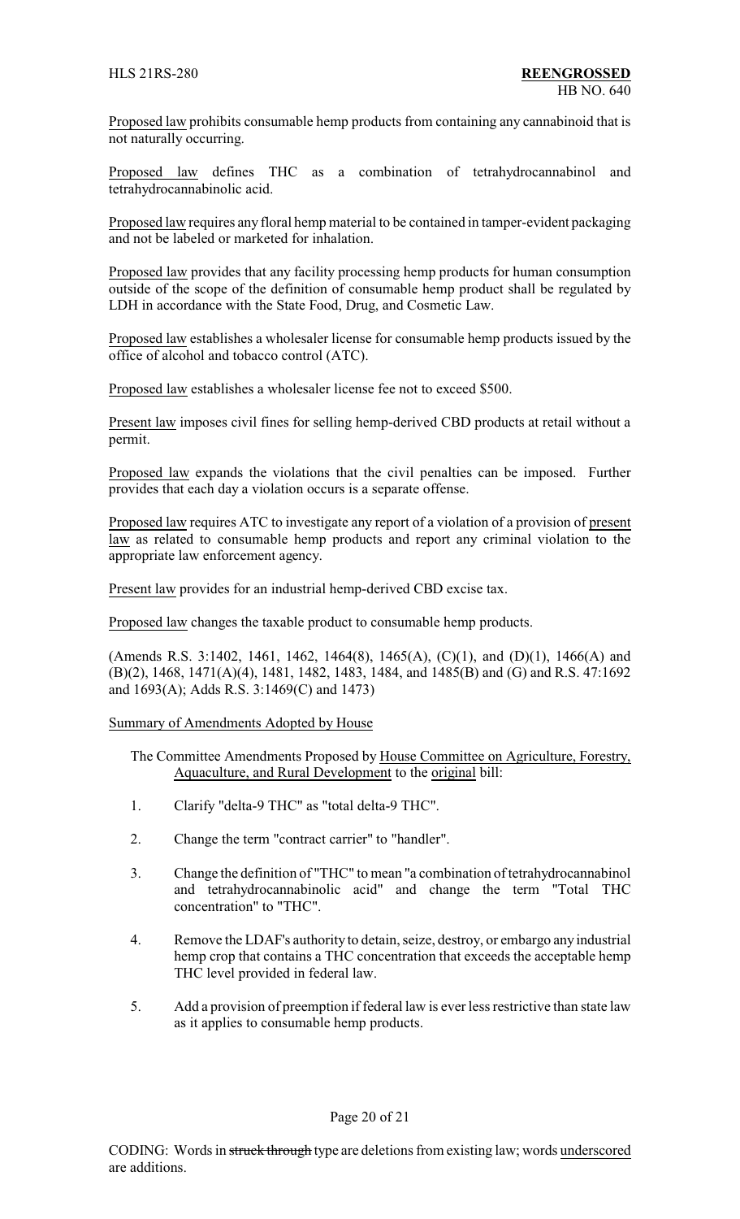Proposed law prohibits consumable hemp products from containing any cannabinoid that is not naturally occurring.

Proposed law defines THC as a combination of tetrahydrocannabinol and tetrahydrocannabinolic acid.

Proposed law requires any floral hemp material to be contained in tamper-evident packaging and not be labeled or marketed for inhalation.

Proposed law provides that any facility processing hemp products for human consumption outside of the scope of the definition of consumable hemp product shall be regulated by LDH in accordance with the State Food, Drug, and Cosmetic Law.

Proposed law establishes a wholesaler license for consumable hemp products issued by the office of alcohol and tobacco control (ATC).

Proposed law establishes a wholesaler license fee not to exceed $500.

Present law imposes civil fines for selling hemp-derived CBD products at retail without a permit.

Proposed law expands the violations that the civil penalties can be imposed. Further provides that each day a violation occurs is a separate offense.

Proposed law requires ATC to investigate any report of a violation of a provision of present law as related to consumable hemp products and report any criminal violation to the appropriate law enforcement agency.

Present law provides for an industrial hemp-derived CBD excise tax.

Proposed law changes the taxable product to consumable hemp products.

(Amends R.S. 3:1402, 1461, 1462, 1464(8), 1465(A), (C)(1), and (D)(1), 1466(A) and (B)(2), 1468, 1471(A)(4), 1481, 1482, 1483, 1484, and 1485(B) and (G) and R.S. 47:1692 and 1693(A); Adds R.S. 3:1469(C) and 1473)

Summary of Amendments Adopted by House

The Committee Amendments Proposed by House Committee on Agriculture, Forestry, Aquaculture, and Rural Development to the original bill:

1. Clarify "delta-9 THC" as "total delta-9 THC".
2. Change the term "contract carrier" to "handler".
3. Change the definition of "THC" to mean "a combination of tetrahydrocannabinol and tetrahydrocannabinolic acid" and change the term "Total THC concentration" to "THC".
4. Remove the LDAF's authority to detain, seize, destroy, or embargo any industrial hemp crop that contains a THC concentration that exceeds the acceptable hemp THC level provided in federal law.
5. Add a provision of preemption if federal law is ever less restrictive than state law as it applies to consumable hemp products.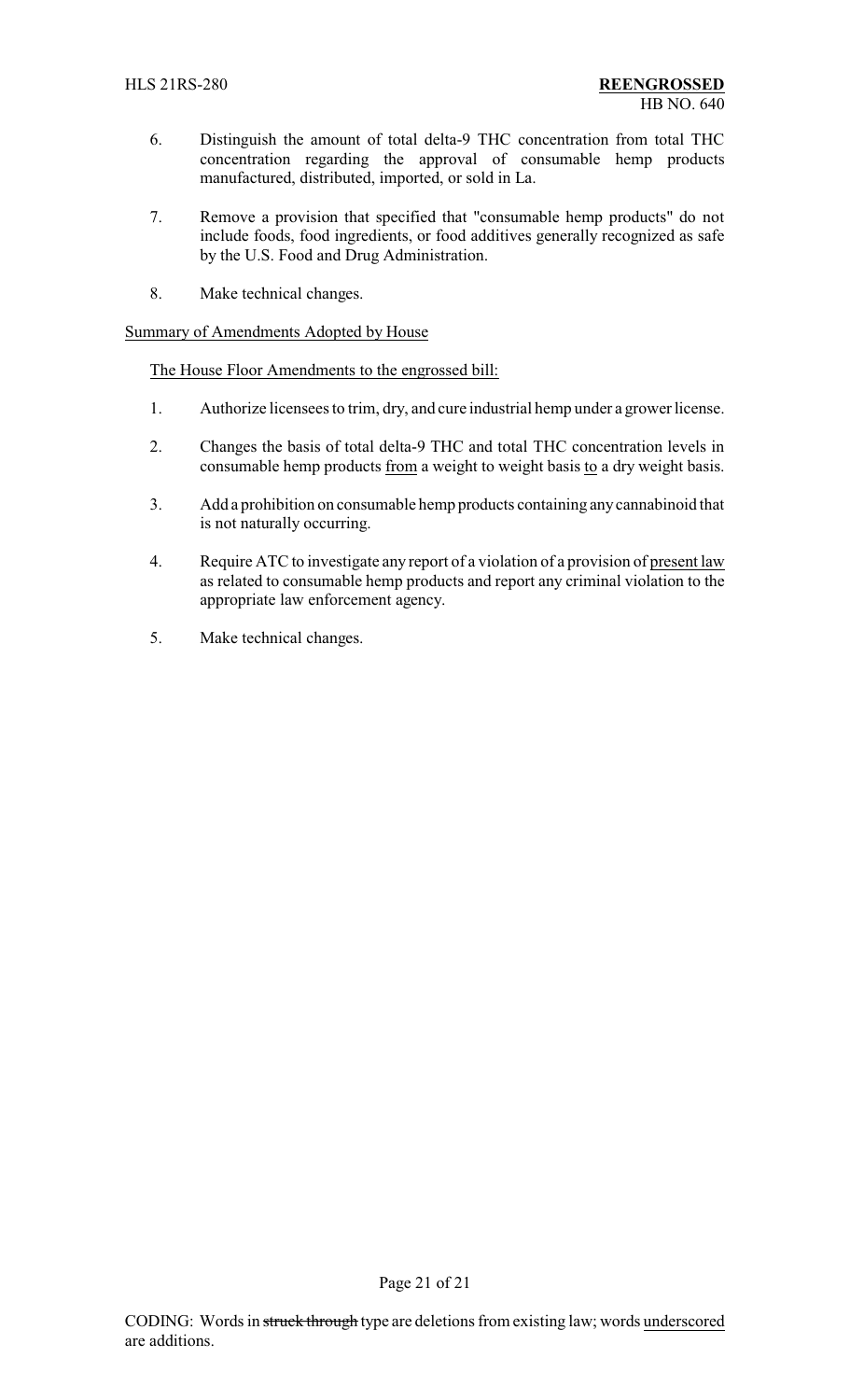6. Distinguish the amount of total delta-9 THC concentration from total THC concentration regarding the approval of consumable hemp products manufactured, distributed, imported, or sold in La.

7. Remove a provision that specified that "consumable hemp products" do not include foods, food ingredients, or food additives generally recognized as safe by the U.S. Food and Drug Administration.

8. Make technical changes.

<u>Summary of Amendments Adopted by House</u>

<u>The House Floor Amendments to the engrossed bill:</u>

1. Authorize licensees to trim, dry, and cure industrial hemp under a grower license.

2. Changes the basis of total delta-9 THC and total THC concentration levels in consumable hemp products <u>from</u> a weight to weight basis <u>to</u> a dry weight basis.

3. Add a prohibition on consumable hemp products containing any cannabinoid that is not naturally occurring.

4. Require ATC to investigate any report of a violation of a provision of <u>present law</u> as related to consumable hemp products and report any criminal violation to the appropriate law enforcement agency.

5. Make technical changes.

CODING: Words in ~~struck through~~ type are deletions from existing law; words <u>underscored</u> are additions.